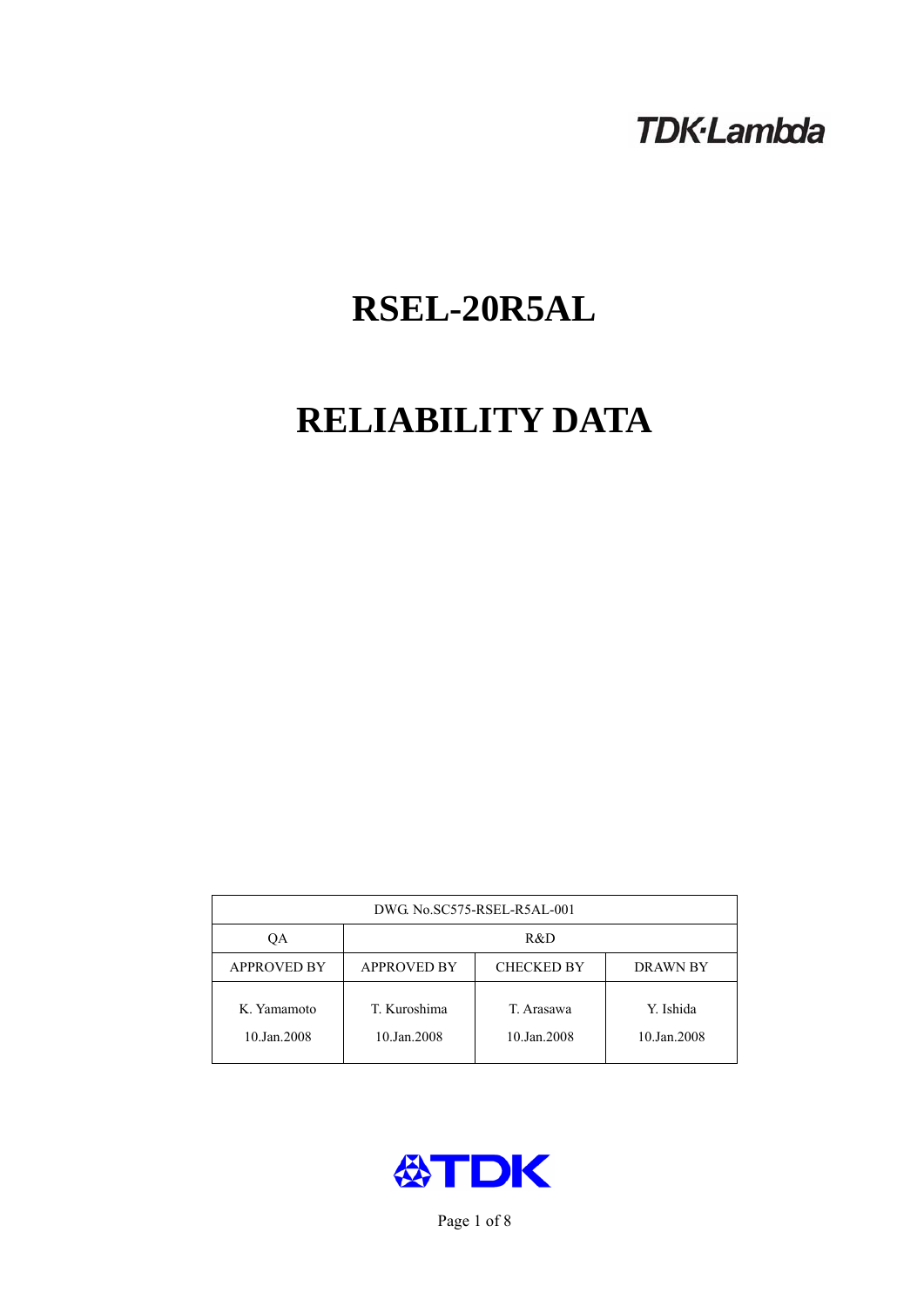TDK·Lambda

# RSEL-20R5AL

# RELIABILITY DATA

| DWG. No.SC575-RSEL-R5AL-001 | | | |
|---|---|---|---|
| QA | R&D | | |
| APPROVED BY | APPROVED BY | CHECKED BY | DRAWN BY |
| K. Yamamoto<br>10.Jan.2008 | T. Kuroshima<br>10.Jan.2008 | T. Arasawa<br>10.Jan.2008 | Y. Ishida<br>10.Jan.2008 |

TDK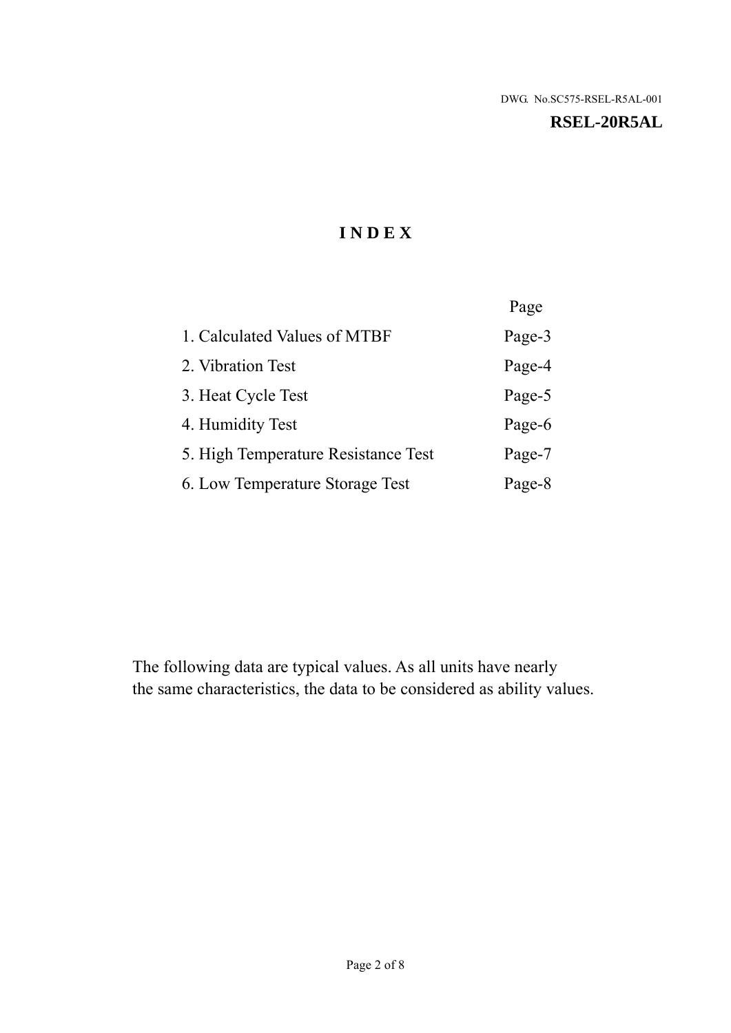DWG. No.SC575-RSEL-R5AL-001

**RSEL-20R5AL**

# INDEX

| | Page |
|---|---|
| 1. Calculated Values of MTBF | Page-3 |
| 2. Vibration Test | Page-4 |
| 3. Heat Cycle Test | Page-5 |
| 4. Humidity Test | Page-6 |
| 5. High Temperature Resistance Test | Page-7 |
| 6. Low Temperature Storage Test | Page-8 |

The following data are typical values. As all units have nearly the same characteristics, the data to be considered as ability values.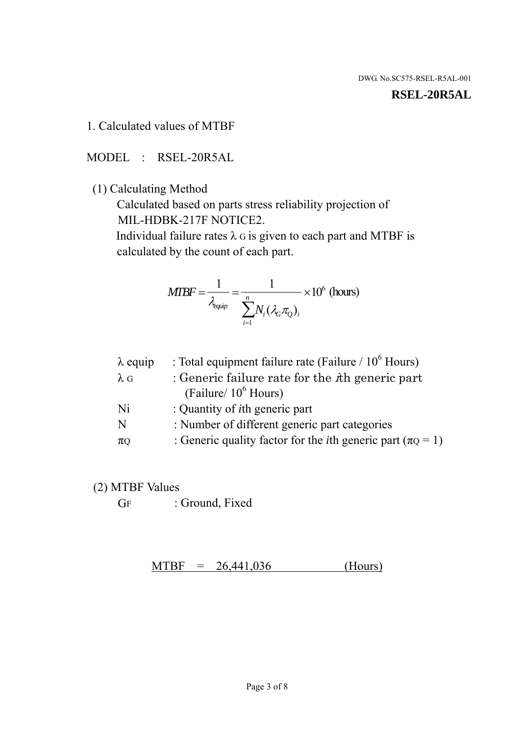DWG. No.SC575-RSEL-R5AL-001

**RSEL-20R5AL**

1. Calculated values of MTBF

MODEL : RSEL-20R5AL

(1) Calculating Method

Calculated based on parts stress reliability projection of MIL-HDBK-217F NOTICE2.

Individual failure rates $\lambda_G$ is given to each part and MTBF is calculated by the count of each part.

$$MTBF = \frac{1}{\lambda_{equip}} = \frac{1}{\sum_{i=1}^{n} N_i (\lambda_G \pi_Q)_i} \times 10^6 \text{ (hours)}$$

| | |
|---|---|
| $\lambda$ equip | : Total equipment failure rate (Failure / $10^6$ Hours) |
| $\lambda_G$ | : Generic failure rate for the $i$th generic part (Failure/ $10^6$ Hours) |
| Ni | : Quantity of $i$th generic part |
| N | : Number of different generic part categories |
| $\pi_Q$ | : Generic quality factor for the $i$th generic part ($\pi_Q = 1$) |

(2) MTBF Values

$G_F$ : Ground, Fixed

MTBF = 26,441,036 (Hours)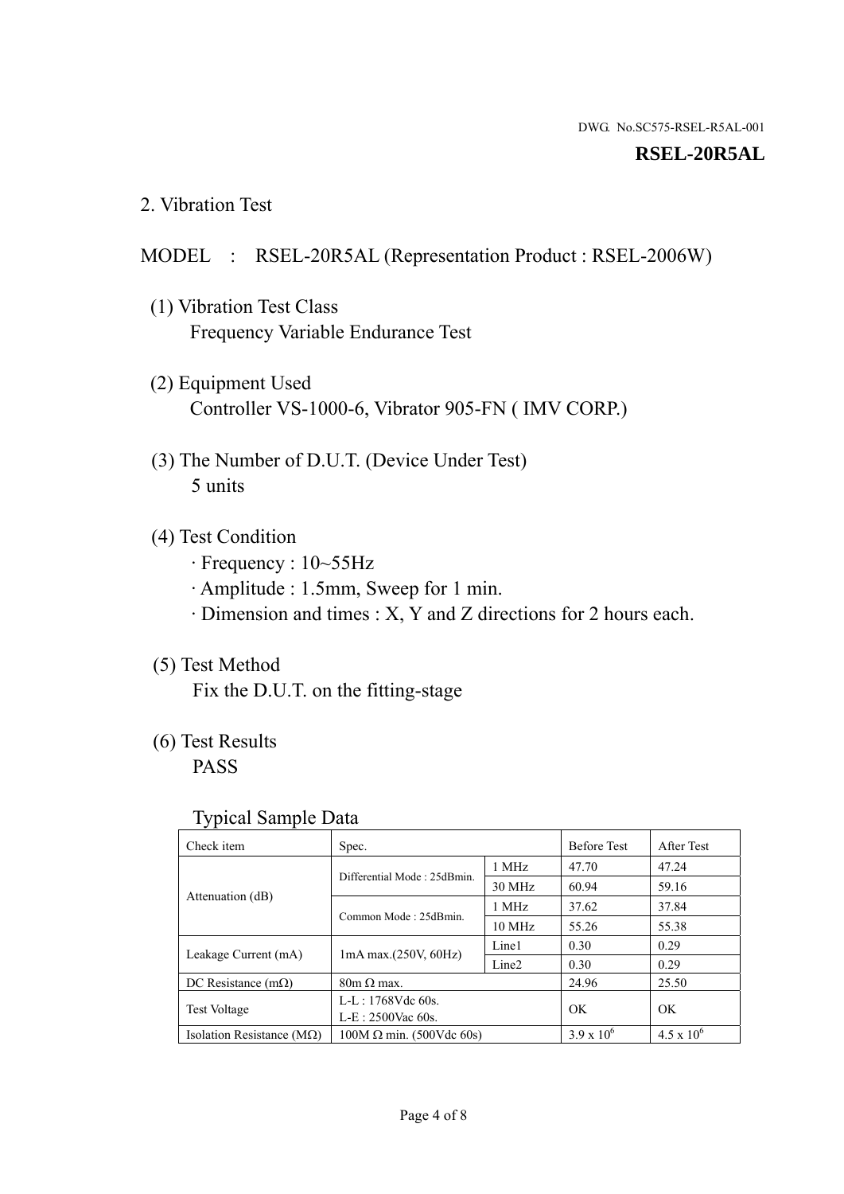DWG. No.SC575-RSEL-R5AL-001

**RSEL-20R5AL**

## 2. Vibration Test

MODEL : RSEL-20R5AL (Representation Product : RSEL-2006W)

(1) Vibration Test Class
Frequency Variable Endurance Test

(2) Equipment Used
Controller VS-1000-6, Vibrator 905-FN ( IMV CORP.)

(3) The Number of D.U.T. (Device Under Test)
5 units

(4) Test Condition
· Frequency : 10~55Hz
· Amplitude : 1.5mm, Sweep for 1 min.
· Dimension and times : X, Y and Z directions for 2 hours each.

(5) Test Method
Fix the D.U.T. on the fitting-stage

(6) Test Results
PASS

Typical Sample Data

| Check item | Spec. | | Before Test | After Test |
|---|---|---|---|---|
| Attenuation (dB) | Differential Mode : 25dBmin. | 1 MHz | 47.70 | 47.24 |
| | | 30 MHz | 60.94 | 59.16 |
| | Common Mode : 25dBmin. | 1 MHz | 37.62 | 37.84 |
| | | 10 MHz | 55.26 | 55.38 |
| Leakage Current (mA) | 1mA max.(250V, 60Hz) | Line1 | 0.30 | 0.29 |
| | | Line2 | 0.30 | 0.29 |
| DC Resistance (mΩ) | 80m Ω max. | | 24.96 | 25.50 |
| Test Voltage | L-L : 1768Vdc 60s. L-E : 2500Vac 60s. | | OK | OK |
| Isolation Resistance (MΩ) | 100M Ω min. (500Vdc 60s) | | $3.9 \times 10^6$ | $4.5 \times 10^6$ |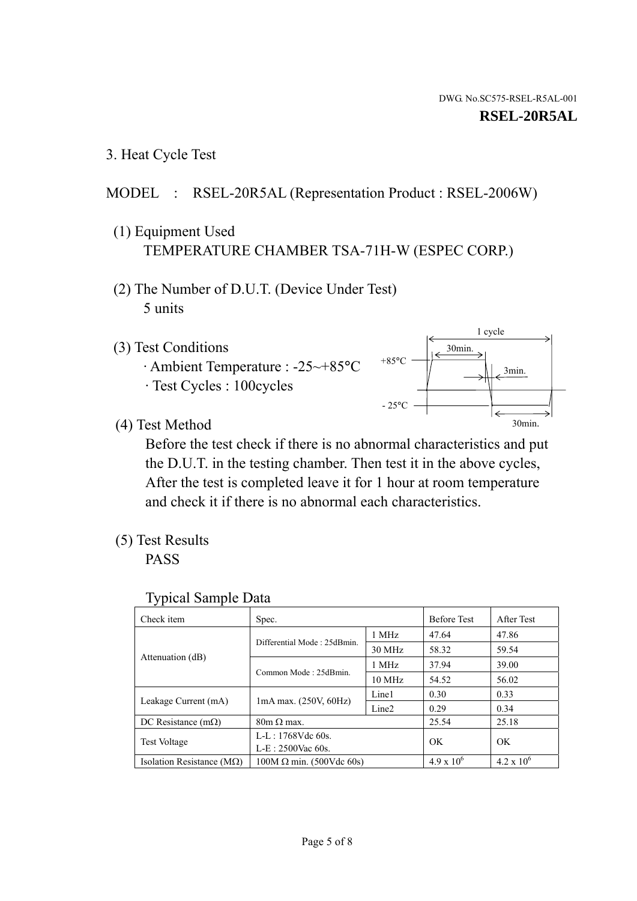DWG. No.SC575-RSEL-R5AL-001

**RSEL-20R5AL**

## 3. Heat Cycle Test

MODEL : RSEL-20R5AL (Representation Product : RSEL-2006W)

(1) Equipment Used

TEMPERATURE CHAMBER TSA-71H-W (ESPEC CORP.)

(2) The Number of D.U.T. (Device Under Test)

5 units

(3) Test Conditions

· Ambient Temperature : -25~+85°C

· Test Cycles : 100cycles

1 cycle: +85°C 30min., 3min., -25°C 30min.

(4) Test Method

Before the test check if there is no abnormal characteristics and put the D.U.T. in the testing chamber. Then test it in the above cycles, After the test is completed leave it for 1 hour at room temperature and check it if there is no abnormal each characteristics.

(5) Test Results

PASS

Typical Sample Data

| Check item | Spec. | | Before Test | After Test |
|---|---|---|---|---|
| Attenuation (dB) | Differential Mode : 25dBmin. | 1 MHz | 47.64 | 47.86 |
| | | 30 MHz | 58.32 | 59.54 |
| | Common Mode : 25dBmin. | 1 MHz | 37.94 | 39.00 |
| | | 10 MHz | 54.52 | 56.02 |
| Leakage Current (mA) | 1mA max. (250V, 60Hz) | Line1 | 0.30 | 0.33 |
| | | Line2 | 0.29 | 0.34 |
| DC Resistance (mΩ) | 80m Ω max. | | 25.54 | 25.18 |
| Test Voltage | L-L : 1768Vdc 60s.<br>L-E : 2500Vac 60s. | | OK | OK |
| Isolation Resistance (MΩ) | 100M Ω min. (500Vdc 60s) | | $4.9 \times 10^6$ | $4.2 \times 10^6$ |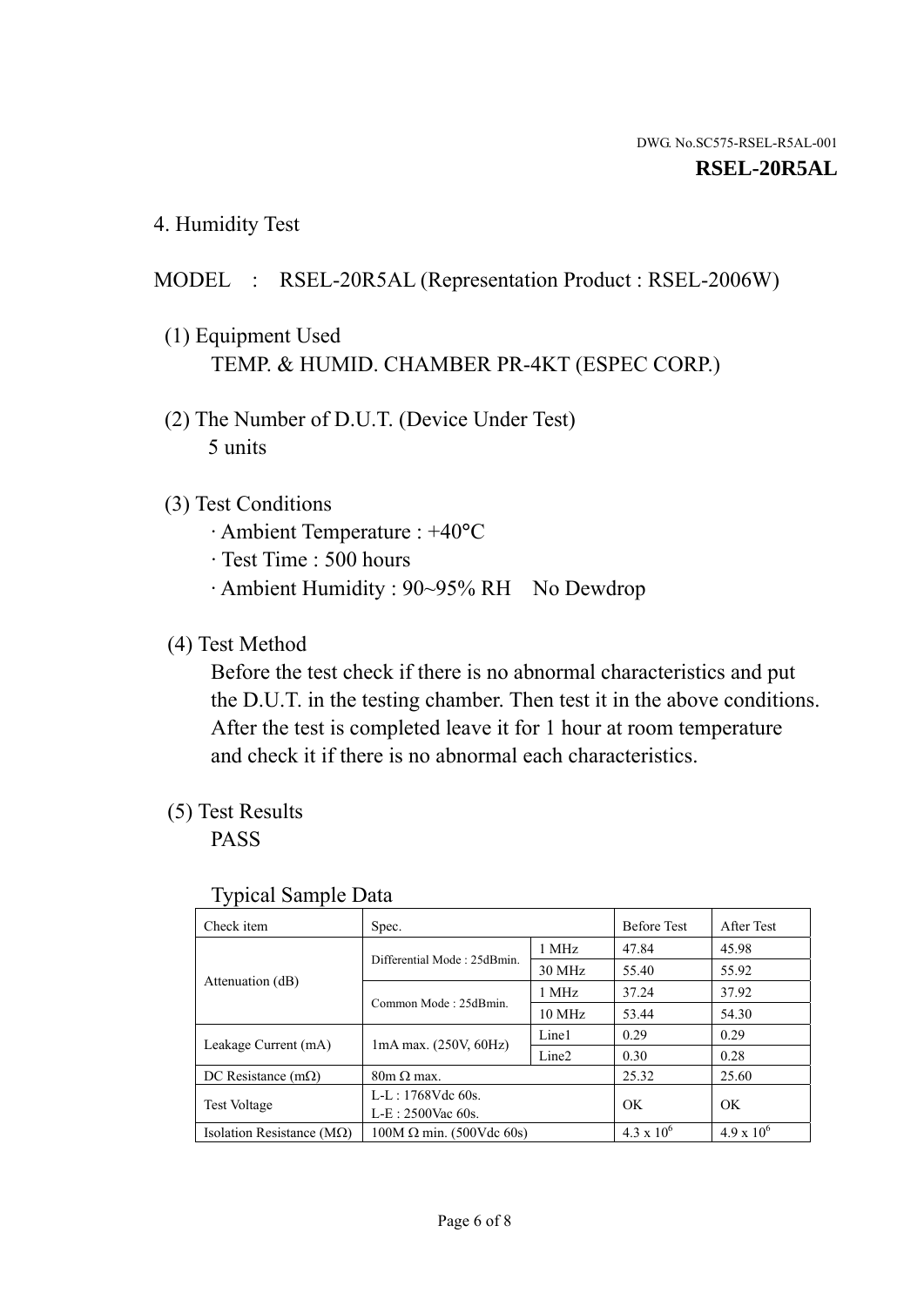DWG. No.SC575-RSEL-R5AL-001

**RSEL-20R5AL**

## 4. Humidity Test

MODEL : RSEL-20R5AL (Representation Product : RSEL-2006W)

(1) Equipment Used
TEMP. & HUMID. CHAMBER PR-4KT (ESPEC CORP.)

(2) The Number of D.U.T. (Device Under Test)
5 units

(3) Test Conditions
· Ambient Temperature : +40°C
· Test Time : 500 hours
· Ambient Humidity : 90~95% RH No Dewdrop

(4) Test Method
Before the test check if there is no abnormal characteristics and put the D.U.T. in the testing chamber. Then test it in the above conditions. After the test is completed leave it for 1 hour at room temperature and check it if there is no abnormal each characteristics.

(5) Test Results
PASS

Typical Sample Data

| Check item | Spec. | | Before Test | After Test |
|---|---|---|---|---|
| Attenuation (dB) | Differential Mode : 25dBmin. | 1 MHz | 47.84 | 45.98 |
| | | 30 MHz | 55.40 | 55.92 |
| | Common Mode : 25dBmin. | 1 MHz | 37.24 | 37.92 |
| | | 10 MHz | 53.44 | 54.30 |
| Leakage Current (mA) | 1mA max. (250V, 60Hz) | Line1 | 0.29 | 0.29 |
| | | Line2 | 0.30 | 0.28 |
| DC Resistance (mΩ) | 80m Ω max. | | 25.32 | 25.60 |
| Test Voltage | L-L : 1768Vdc 60s.<br>L-E : 2500Vac 60s. | | OK | OK |
| Isolation Resistance (MΩ) | 100M Ω min. (500Vdc 60s) | | $4.3 \times 10^6$ | $4.9 \times 10^6$ |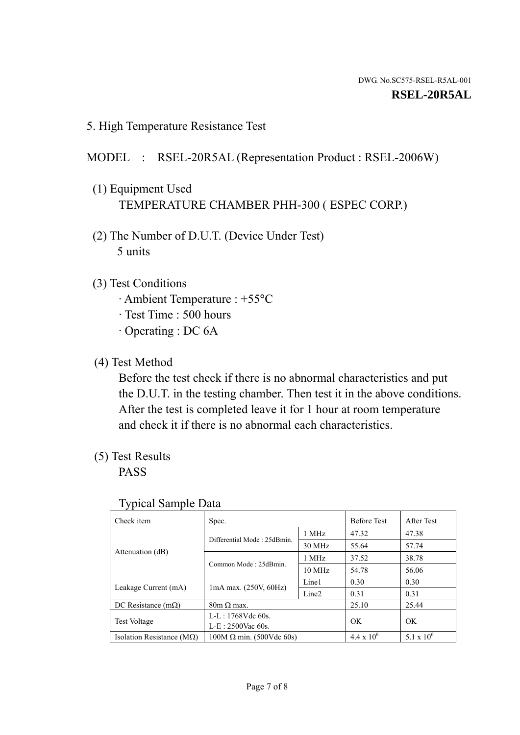DWG. No.SC575-RSEL-R5AL-001
**RSEL-20R5AL**

## 5. High Temperature Resistance Test

MODEL : RSEL-20R5AL (Representation Product : RSEL-2006W)

(1) Equipment Used
TEMPERATURE CHAMBER PHH-300 ( ESPEC CORP.)

(2) The Number of D.U.T. (Device Under Test)
5 units

(3) Test Conditions
· Ambient Temperature : +55°C
· Test Time : 500 hours
· Operating : DC 6A

(4) Test Method
Before the test check if there is no abnormal characteristics and put the D.U.T. in the testing chamber. Then test it in the above conditions. After the test is completed leave it for 1 hour at room temperature and check it if there is no abnormal each characteristics.

(5) Test Results
PASS

Typical Sample Data

| Check item | Spec. | | Before Test | After Test |
|---|---|---|---|---|
| Attenuation (dB) | Differential Mode : 25dBmin. | 1 MHz | 47.32 | 47.38 |
| | | 30 MHz | 55.64 | 57.74 |
| | Common Mode : 25dBmin. | 1 MHz | 37.52 | 38.78 |
| | | 10 MHz | 54.78 | 56.06 |
| Leakage Current (mA) | 1mA max. (250V, 60Hz) | Line1 | 0.30 | 0.30 |
| | | Line2 | 0.31 | 0.31 |
| DC Resistance (mΩ) | 80m Ω max. | | 25.10 | 25.44 |
| Test Voltage | L-L : 1768Vdc 60s. L-E : 2500Vac 60s. | | OK | OK |
| Isolation Resistance (MΩ) | 100M Ω min. (500Vdc 60s) | | $4.4 \times 10^6$ | $5.1 \times 10^6$ |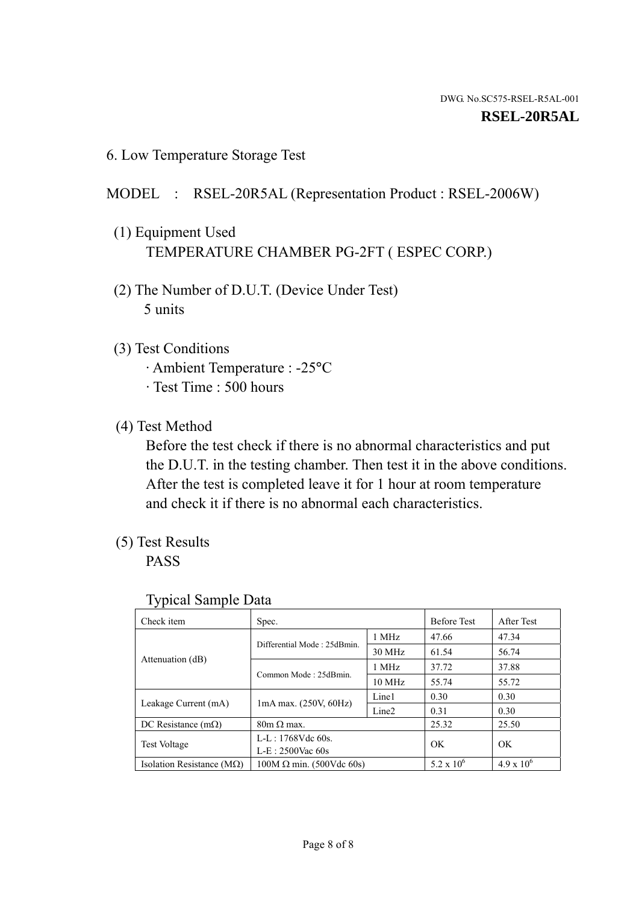DWG. No.SC575-RSEL-R5AL-001

**RSEL-20R5AL**

## 6. Low Temperature Storage Test

MODEL : RSEL-20R5AL (Representation Product : RSEL-2006W)

(1) Equipment Used

TEMPERATURE CHAMBER PG-2FT ( ESPEC CORP.)

(2) The Number of D.U.T. (Device Under Test)

5 units

(3) Test Conditions

· Ambient Temperature : -25°C

· Test Time : 500 hours

(4) Test Method

Before the test check if there is no abnormal characteristics and put the D.U.T. in the testing chamber. Then test it in the above conditions. After the test is completed leave it for 1 hour at room temperature and check it if there is no abnormal each characteristics.

(5) Test Results

PASS

Typical Sample Data

| Check item | Spec. | | Before Test | After Test |
|---|---|---|---|---|
| Attenuation (dB) | Differential Mode : 25dBmin. | 1 MHz | 47.66 | 47.34 |
| | | 30 MHz | 61.54 | 56.74 |
| | Common Mode : 25dBmin. | 1 MHz | 37.72 | 37.88 |
| | | 10 MHz | 55.74 | 55.72 |
| Leakage Current (mA) | 1mA max. (250V, 60Hz) | Line1 | 0.30 | 0.30 |
| | | Line2 | 0.31 | 0.30 |
| DC Resistance (mΩ) | 80m Ω max. | | 25.32 | 25.50 |
| Test Voltage | L-L : 1768Vdc 60s.<br>L-E : 2500Vac 60s | | OK | OK |
| Isolation Resistance (MΩ) | 100M Ω min. (500Vdc 60s) | | $5.2 \times 10^6$ | $4.9 \times 10^6$ |